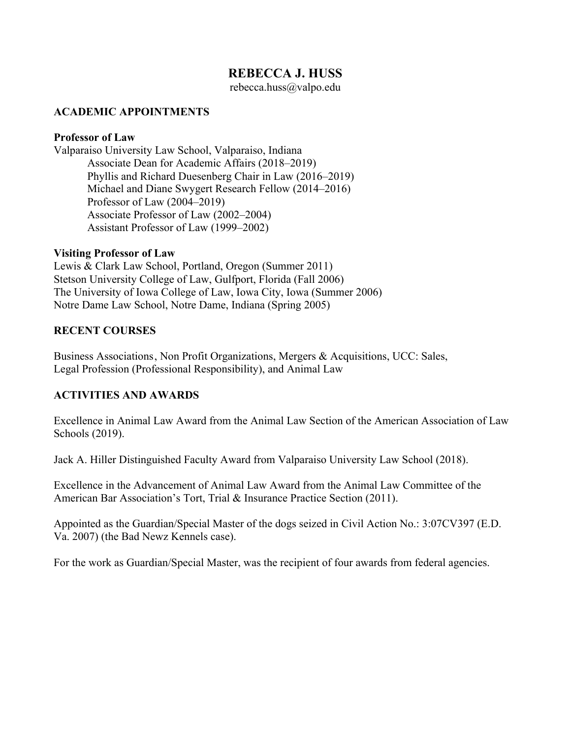# REBECCA J. HUSS

rebecca.huss@valpo.edu

## ACADEMIC APPOINTMENTS

**Professor of Law**

Valparaiso University Law School, Valparaiso, Indiana

- Associate Dean for Academic Affairs (2018–2019)
- Phyllis and Richard Duesenberg Chair in Law (2016–2019)
- Michael and Diane Swygert Research Fellow (2014–2016)
- Professor of Law (2004–2019)
- Associate Professor of Law (2002–2004)
- Assistant Professor of Law (1999–2002)

**Visiting Professor of Law**

Lewis & Clark Law School, Portland, Oregon (Summer 2011)
Stetson University College of Law, Gulfport, Florida (Fall 2006)
The University of Iowa College of Law, Iowa City, Iowa (Summer 2006)
Notre Dame Law School, Notre Dame, Indiana (Spring 2005)

## RECENT COURSES

Business Associations, Non Profit Organizations, Mergers & Acquisitions, UCC: Sales, Legal Profession (Professional Responsibility), and Animal Law

## ACTIVITIES AND AWARDS

Excellence in Animal Law Award from the Animal Law Section of the American Association of Law Schools (2019).

Jack A. Hiller Distinguished Faculty Award from Valparaiso University Law School (2018).

Excellence in the Advancement of Animal Law Award from the Animal Law Committee of the American Bar Association's Tort, Trial & Insurance Practice Section (2011).

Appointed as the Guardian/Special Master of the dogs seized in Civil Action No.: 3:07CV397 (E.D. Va. 2007) (the Bad Newz Kennels case).

For the work as Guardian/Special Master, was the recipient of four awards from federal agencies.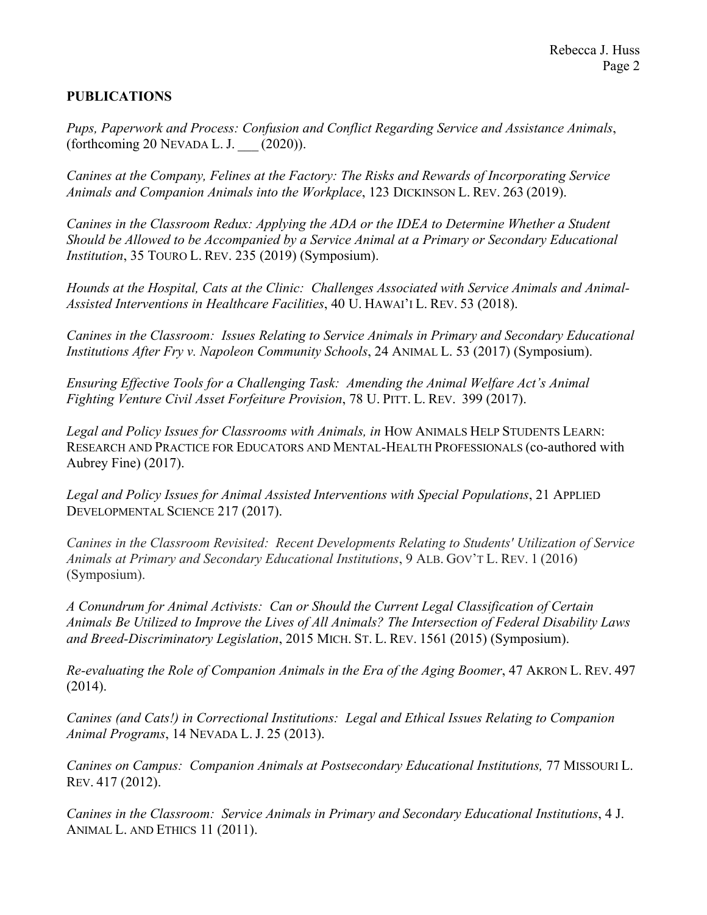## PUBLICATIONS

*Pups, Paperwork and Process: Confusion and Conflict Regarding Service and Assistance Animals*, (forthcoming 20 NEVADA L. J. ___ (2020)).

*Canines at the Company, Felines at the Factory: The Risks and Rewards of Incorporating Service Animals and Companion Animals into the Workplace*, 123 DICKINSON L. REV. 263 (2019).

*Canines in the Classroom Redux: Applying the ADA or the IDEA to Determine Whether a Student Should be Allowed to be Accompanied by a Service Animal at a Primary or Secondary Educational Institution*, 35 TOURO L. REV. 235 (2019) (Symposium).

*Hounds at the Hospital, Cats at the Clinic: Challenges Associated with Service Animals and Animal-Assisted Interventions in Healthcare Facilities*, 40 U. HAWAI'I L. REV. 53 (2018).

*Canines in the Classroom: Issues Relating to Service Animals in Primary and Secondary Educational Institutions After Fry v. Napoleon Community Schools*, 24 ANIMAL L. 53 (2017) (Symposium).

*Ensuring Effective Tools for a Challenging Task: Amending the Animal Welfare Act's Animal Fighting Venture Civil Asset Forfeiture Provision*, 78 U. PITT. L. REV. 399 (2017).

*Legal and Policy Issues for Classrooms with Animals, in* HOW ANIMALS HELP STUDENTS LEARN: RESEARCH AND PRACTICE FOR EDUCATORS AND MENTAL-HEALTH PROFESSIONALS (co-authored with Aubrey Fine) (2017).

*Legal and Policy Issues for Animal Assisted Interventions with Special Populations*, 21 APPLIED DEVELOPMENTAL SCIENCE 217 (2017).

*Canines in the Classroom Revisited: Recent Developments Relating to Students' Utilization of Service Animals at Primary and Secondary Educational Institutions*, 9 ALB. GOV'T L. REV. 1 (2016) (Symposium).

*A Conundrum for Animal Activists: Can or Should the Current Legal Classification of Certain Animals Be Utilized to Improve the Lives of All Animals? The Intersection of Federal Disability Laws and Breed-Discriminatory Legislation*, 2015 MICH. ST. L. REV. 1561 (2015) (Symposium).

*Re-evaluating the Role of Companion Animals in the Era of the Aging Boomer*, 47 AKRON L. REV. 497 (2014).

*Canines (and Cats!) in Correctional Institutions: Legal and Ethical Issues Relating to Companion Animal Programs*, 14 NEVADA L. J. 25 (2013).

*Canines on Campus: Companion Animals at Postsecondary Educational Institutions,* 77 MISSOURI L. REV. 417 (2012).

*Canines in the Classroom: Service Animals in Primary and Secondary Educational Institutions*, 4 J. ANIMAL L. AND ETHICS 11 (2011).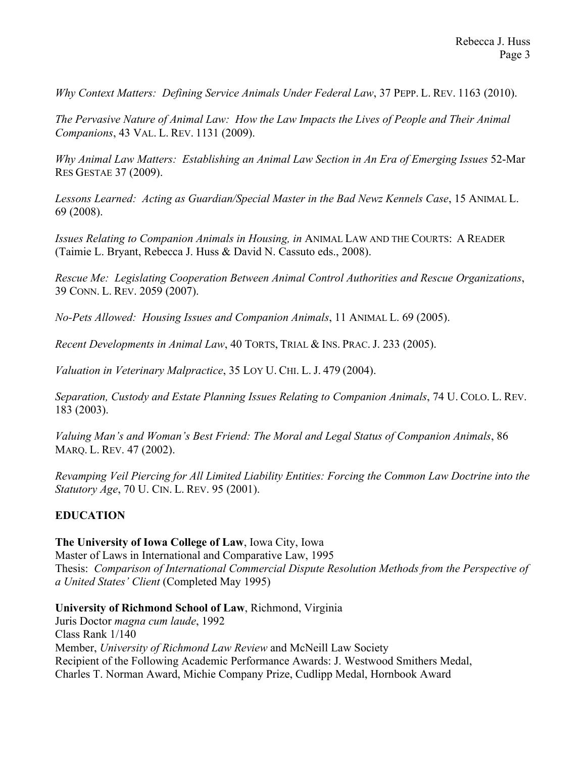*Why Context Matters: Defining Service Animals Under Federal Law*, 37 PEPP. L. REV. 1163 (2010).

*The Pervasive Nature of Animal Law: How the Law Impacts the Lives of People and Their Animal Companions*, 43 VAL. L. REV. 1131 (2009).

*Why Animal Law Matters: Establishing an Animal Law Section in An Era of Emerging Issues* 52-Mar RES GESTAE 37 (2009).

*Lessons Learned: Acting as Guardian/Special Master in the Bad Newz Kennels Case*, 15 ANIMAL L. 69 (2008).

*Issues Relating to Companion Animals in Housing, in* ANIMAL LAW AND THE COURTS: A READER (Taimie L. Bryant, Rebecca J. Huss & David N. Cassuto eds., 2008).

*Rescue Me: Legislating Cooperation Between Animal Control Authorities and Rescue Organizations*, 39 CONN. L. REV. 2059 (2007).

*No-Pets Allowed: Housing Issues and Companion Animals*, 11 ANIMAL L. 69 (2005).

*Recent Developments in Animal Law*, 40 TORTS, TRIAL & INS. PRAC. J. 233 (2005).

*Valuation in Veterinary Malpractice*, 35 LOY U. CHI. L. J. 479 (2004).

*Separation, Custody and Estate Planning Issues Relating to Companion Animals*, 74 U. COLO. L. REV. 183 (2003).

*Valuing Man's and Woman's Best Friend: The Moral and Legal Status of Companion Animals*, 86 MARQ. L. REV. 47 (2002).

*Revamping Veil Piercing for All Limited Liability Entities: Forcing the Common Law Doctrine into the Statutory Age*, 70 U. CIN. L. REV. 95 (2001).

## EDUCATION

**The University of Iowa College of Law**, Iowa City, Iowa
Master of Laws in International and Comparative Law, 1995
Thesis: *Comparison of International Commercial Dispute Resolution Methods from the Perspective of a United States' Client* (Completed May 1995)

**University of Richmond School of Law**, Richmond, Virginia
Juris Doctor *magna cum laude*, 1992
Class Rank 1/140
Member, *University of Richmond Law Review* and McNeill Law Society
Recipient of the Following Academic Performance Awards: J. Westwood Smithers Medal, Charles T. Norman Award, Michie Company Prize, Cudlipp Medal, Hornbook Award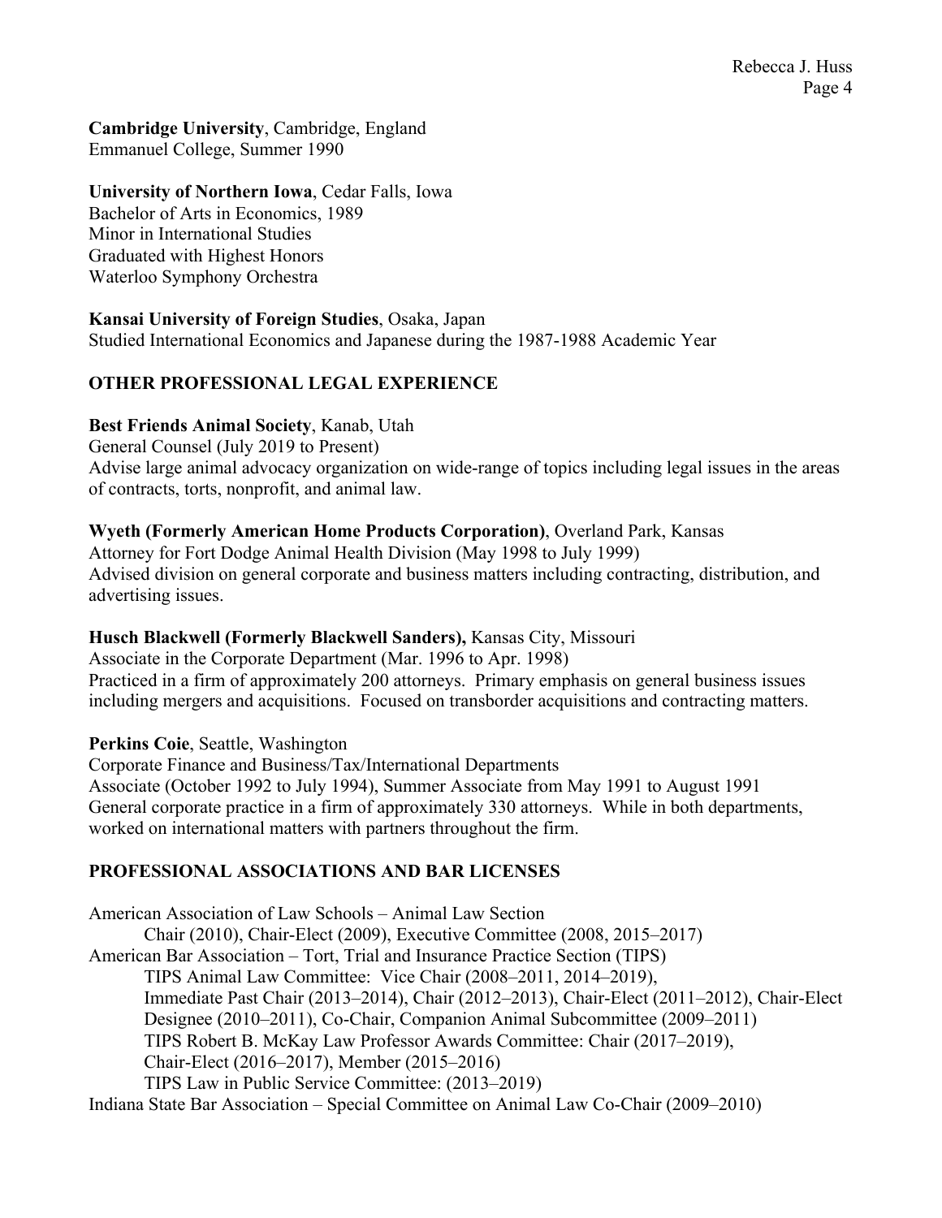**Cambridge University**, Cambridge, England
Emmanuel College, Summer 1990

**University of Northern Iowa**, Cedar Falls, Iowa
Bachelor of Arts in Economics, 1989
Minor in International Studies
Graduated with Highest Honors
Waterloo Symphony Orchestra

**Kansai University of Foreign Studies**, Osaka, Japan
Studied International Economics and Japanese during the 1987-1988 Academic Year

## OTHER PROFESSIONAL LEGAL EXPERIENCE

**Best Friends Animal Society**, Kanab, Utah
General Counsel (July 2019 to Present)
Advise large animal advocacy organization on wide-range of topics including legal issues in the areas of contracts, torts, nonprofit, and animal law.

**Wyeth (Formerly American Home Products Corporation)**, Overland Park, Kansas
Attorney for Fort Dodge Animal Health Division (May 1998 to July 1999)
Advised division on general corporate and business matters including contracting, distribution, and advertising issues.

**Husch Blackwell (Formerly Blackwell Sanders),** Kansas City, Missouri
Associate in the Corporate Department (Mar. 1996 to Apr. 1998)
Practiced in a firm of approximately 200 attorneys. Primary emphasis on general business issues including mergers and acquisitions. Focused on transborder acquisitions and contracting matters.

**Perkins Coie**, Seattle, Washington
Corporate Finance and Business/Tax/International Departments
Associate (October 1992 to July 1994), Summer Associate from May 1991 to August 1991
General corporate practice in a firm of approximately 330 attorneys. While in both departments, worked on international matters with partners throughout the firm.

## PROFESSIONAL ASSOCIATIONS AND BAR LICENSES

American Association of Law Schools – Animal Law Section
- Chair (2010), Chair-Elect (2009), Executive Committee (2008, 2015–2017)

American Bar Association – Tort, Trial and Insurance Practice Section (TIPS)
- TIPS Animal Law Committee: Vice Chair (2008–2011, 2014–2019), Immediate Past Chair (2013–2014), Chair (2012–2013), Chair-Elect (2011–2012), Chair-Elect Designee (2010–2011), Co-Chair, Companion Animal Subcommittee (2009–2011)
- TIPS Robert B. McKay Law Professor Awards Committee: Chair (2017–2019), Chair-Elect (2016–2017), Member (2015–2016)
- TIPS Law in Public Service Committee: (2013–2019)

Indiana State Bar Association – Special Committee on Animal Law Co-Chair (2009–2010)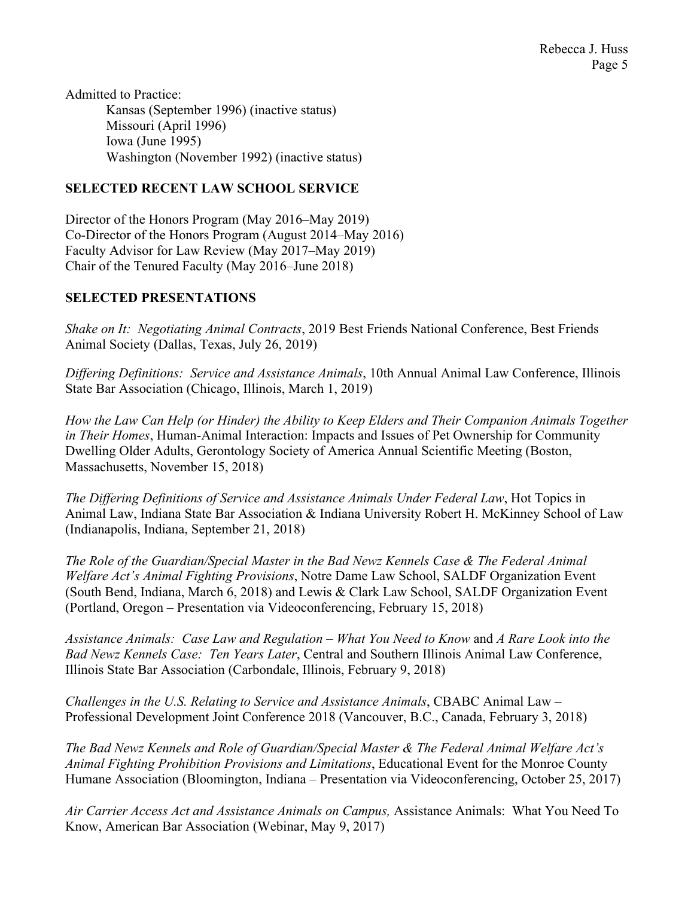Admitted to Practice:

Kansas (September 1996) (inactive status)
Missouri (April 1996)
Iowa (June 1995)
Washington (November 1992) (inactive status)

## SELECTED RECENT LAW SCHOOL SERVICE

Director of the Honors Program (May 2016–May 2019)
Co-Director of the Honors Program (August 2014–May 2016)
Faculty Advisor for Law Review (May 2017–May 2019)
Chair of the Tenured Faculty (May 2016–June 2018)

## SELECTED PRESENTATIONS

*Shake on It: Negotiating Animal Contracts*, 2019 Best Friends National Conference, Best Friends Animal Society (Dallas, Texas, July 26, 2019)

*Differing Definitions: Service and Assistance Animals*, 10th Annual Animal Law Conference, Illinois State Bar Association (Chicago, Illinois, March 1, 2019)

*How the Law Can Help (or Hinder) the Ability to Keep Elders and Their Companion Animals Together in Their Homes*, Human-Animal Interaction: Impacts and Issues of Pet Ownership for Community Dwelling Older Adults, Gerontology Society of America Annual Scientific Meeting (Boston, Massachusetts, November 15, 2018)

*The Differing Definitions of Service and Assistance Animals Under Federal Law*, Hot Topics in Animal Law, Indiana State Bar Association & Indiana University Robert H. McKinney School of Law (Indianapolis, Indiana, September 21, 2018)

*The Role of the Guardian/Special Master in the Bad Newz Kennels Case & The Federal Animal Welfare Act's Animal Fighting Provisions*, Notre Dame Law School, SALDF Organization Event (South Bend, Indiana, March 6, 2018) and Lewis & Clark Law School, SALDF Organization Event (Portland, Oregon – Presentation via Videoconferencing, February 15, 2018)

*Assistance Animals: Case Law and Regulation – What You Need to Know* and *A Rare Look into the Bad Newz Kennels Case: Ten Years Later*, Central and Southern Illinois Animal Law Conference, Illinois State Bar Association (Carbondale, Illinois, February 9, 2018)

*Challenges in the U.S. Relating to Service and Assistance Animals*, CBABC Animal Law – Professional Development Joint Conference 2018 (Vancouver, B.C., Canada, February 3, 2018)

*The Bad Newz Kennels and Role of Guardian/Special Master & The Federal Animal Welfare Act's Animal Fighting Prohibition Provisions and Limitations*, Educational Event for the Monroe County Humane Association (Bloomington, Indiana – Presentation via Videoconferencing, October 25, 2017)

*Air Carrier Access Act and Assistance Animals on Campus,* Assistance Animals: What You Need To Know, American Bar Association (Webinar, May 9, 2017)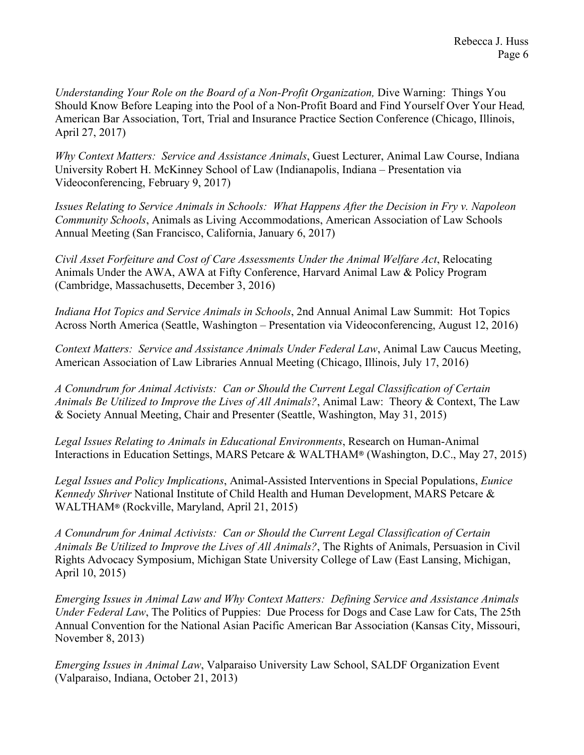*Understanding Your Role on the Board of a Non-Profit Organization,* Dive Warning: Things You Should Know Before Leaping into the Pool of a Non-Profit Board and Find Yourself Over Your Head*,* American Bar Association, Tort, Trial and Insurance Practice Section Conference (Chicago, Illinois, April 27, 2017)

*Why Context Matters: Service and Assistance Animals*, Guest Lecturer, Animal Law Course, Indiana University Robert H. McKinney School of Law (Indianapolis, Indiana – Presentation via Videoconferencing, February 9, 2017)

*Issues Relating to Service Animals in Schools: What Happens After the Decision in Fry v. Napoleon Community Schools*, Animals as Living Accommodations, American Association of Law Schools Annual Meeting (San Francisco, California, January 6, 2017)

*Civil Asset Forfeiture and Cost of Care Assessments Under the Animal Welfare Act*, Relocating Animals Under the AWA, AWA at Fifty Conference, Harvard Animal Law & Policy Program (Cambridge, Massachusetts, December 3, 2016)

*Indiana Hot Topics and Service Animals in Schools*, 2nd Annual Animal Law Summit: Hot Topics Across North America (Seattle, Washington – Presentation via Videoconferencing, August 12, 2016)

*Context Matters: Service and Assistance Animals Under Federal Law*, Animal Law Caucus Meeting, American Association of Law Libraries Annual Meeting (Chicago, Illinois, July 17, 2016)

*A Conundrum for Animal Activists: Can or Should the Current Legal Classification of Certain Animals Be Utilized to Improve the Lives of All Animals?*, Animal Law: Theory & Context, The Law & Society Annual Meeting, Chair and Presenter (Seattle, Washington, May 31, 2015)

*Legal Issues Relating to Animals in Educational Environments*, Research on Human-Animal Interactions in Education Settings, MARS Petcare & WALTHAM® (Washington, D.C., May 27, 2015)

*Legal Issues and Policy Implications*, Animal-Assisted Interventions in Special Populations, *Eunice Kennedy Shriver* National Institute of Child Health and Human Development, MARS Petcare & WALTHAM® (Rockville, Maryland, April 21, 2015)

*A Conundrum for Animal Activists: Can or Should the Current Legal Classification of Certain Animals Be Utilized to Improve the Lives of All Animals?*, The Rights of Animals, Persuasion in Civil Rights Advocacy Symposium, Michigan State University College of Law (East Lansing, Michigan, April 10, 2015)

*Emerging Issues in Animal Law and Why Context Matters: Defining Service and Assistance Animals Under Federal Law*, The Politics of Puppies: Due Process for Dogs and Case Law for Cats, The 25th Annual Convention for the National Asian Pacific American Bar Association (Kansas City, Missouri, November 8, 2013)

*Emerging Issues in Animal Law*, Valparaiso University Law School, SALDF Organization Event (Valparaiso, Indiana, October 21, 2013)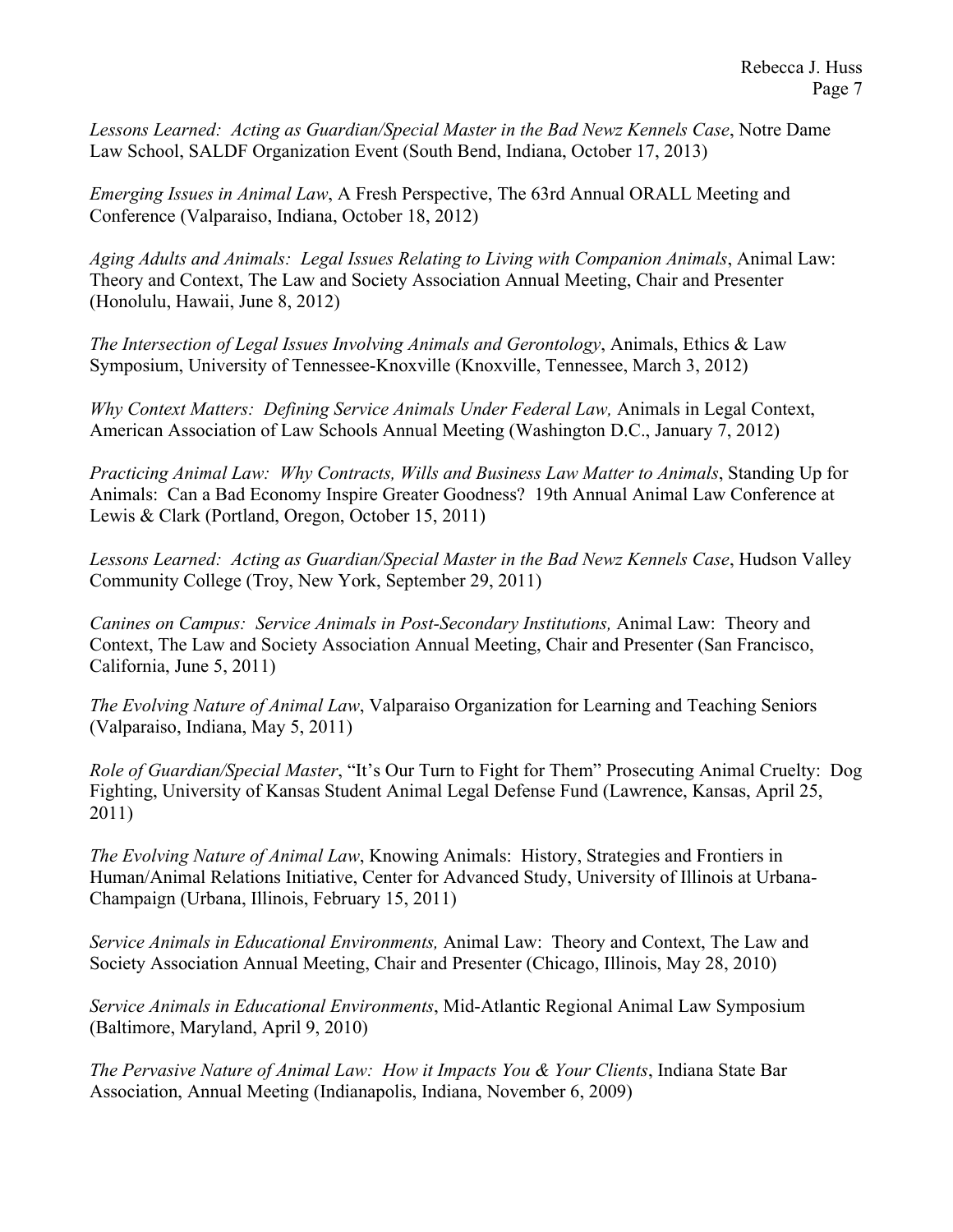*Lessons Learned: Acting as Guardian/Special Master in the Bad Newz Kennels Case*, Notre Dame Law School, SALDF Organization Event (South Bend, Indiana, October 17, 2013)

*Emerging Issues in Animal Law*, A Fresh Perspective, The 63rd Annual ORALL Meeting and Conference (Valparaiso, Indiana, October 18, 2012)

*Aging Adults and Animals: Legal Issues Relating to Living with Companion Animals*, Animal Law: Theory and Context, The Law and Society Association Annual Meeting, Chair and Presenter (Honolulu, Hawaii, June 8, 2012)

*The Intersection of Legal Issues Involving Animals and Gerontology*, Animals, Ethics & Law Symposium, University of Tennessee-Knoxville (Knoxville, Tennessee, March 3, 2012)

*Why Context Matters: Defining Service Animals Under Federal Law,* Animals in Legal Context, American Association of Law Schools Annual Meeting (Washington D.C., January 7, 2012)

*Practicing Animal Law: Why Contracts, Wills and Business Law Matter to Animals*, Standing Up for Animals: Can a Bad Economy Inspire Greater Goodness? 19th Annual Animal Law Conference at Lewis & Clark (Portland, Oregon, October 15, 2011)

*Lessons Learned: Acting as Guardian/Special Master in the Bad Newz Kennels Case*, Hudson Valley Community College (Troy, New York, September 29, 2011)

*Canines on Campus: Service Animals in Post-Secondary Institutions,* Animal Law: Theory and Context, The Law and Society Association Annual Meeting, Chair and Presenter (San Francisco, California, June 5, 2011)

*The Evolving Nature of Animal Law*, Valparaiso Organization for Learning and Teaching Seniors (Valparaiso, Indiana, May 5, 2011)

*Role of Guardian/Special Master*, "It's Our Turn to Fight for Them" Prosecuting Animal Cruelty: Dog Fighting, University of Kansas Student Animal Legal Defense Fund (Lawrence, Kansas, April 25, 2011)

*The Evolving Nature of Animal Law*, Knowing Animals: History, Strategies and Frontiers in Human/Animal Relations Initiative, Center for Advanced Study, University of Illinois at Urbana-Champaign (Urbana, Illinois, February 15, 2011)

*Service Animals in Educational Environments,* Animal Law: Theory and Context, The Law and Society Association Annual Meeting, Chair and Presenter (Chicago, Illinois, May 28, 2010)

*Service Animals in Educational Environments*, Mid-Atlantic Regional Animal Law Symposium (Baltimore, Maryland, April 9, 2010)

*The Pervasive Nature of Animal Law: How it Impacts You & Your Clients*, Indiana State Bar Association, Annual Meeting (Indianapolis, Indiana, November 6, 2009)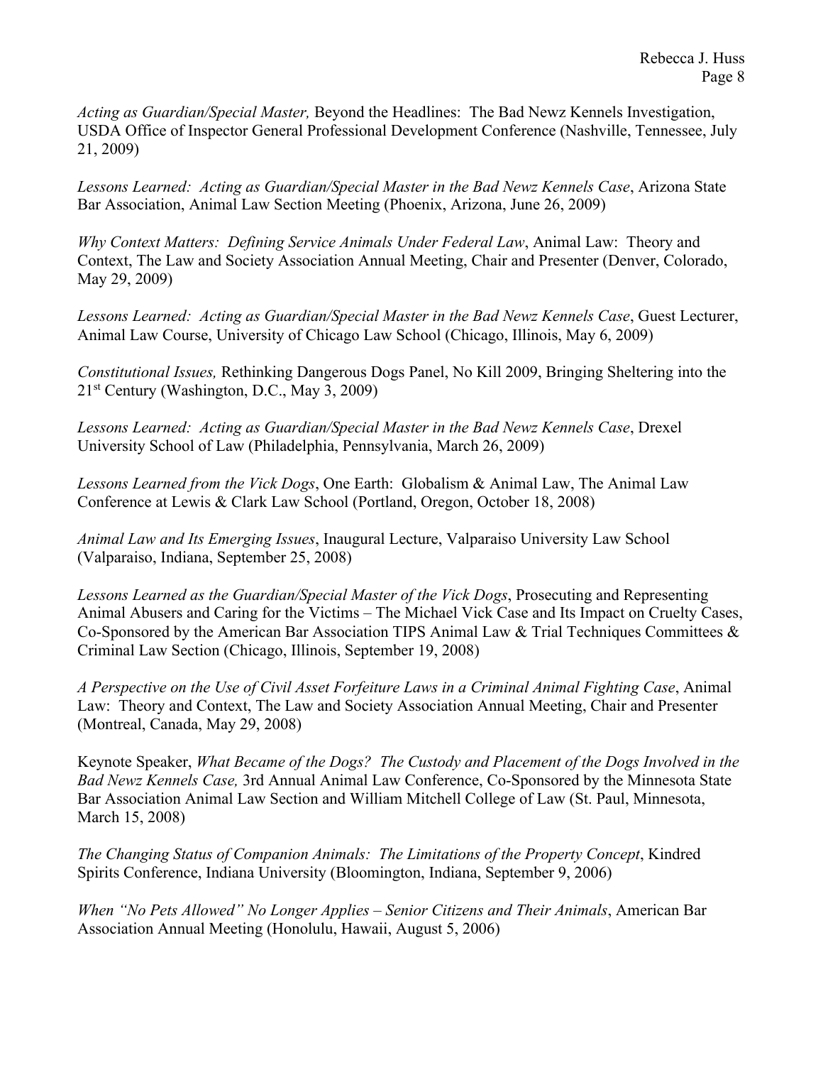*Acting as Guardian/Special Master,* Beyond the Headlines: The Bad Newz Kennels Investigation, USDA Office of Inspector General Professional Development Conference (Nashville, Tennessee, July 21, 2009)

*Lessons Learned: Acting as Guardian/Special Master in the Bad Newz Kennels Case*, Arizona State Bar Association, Animal Law Section Meeting (Phoenix, Arizona, June 26, 2009)

*Why Context Matters: Defining Service Animals Under Federal Law*, Animal Law: Theory and Context, The Law and Society Association Annual Meeting, Chair and Presenter (Denver, Colorado, May 29, 2009)

*Lessons Learned: Acting as Guardian/Special Master in the Bad Newz Kennels Case*, Guest Lecturer, Animal Law Course, University of Chicago Law School (Chicago, Illinois, May 6, 2009)

*Constitutional Issues,* Rethinking Dangerous Dogs Panel, No Kill 2009, Bringing Sheltering into the 21st Century (Washington, D.C., May 3, 2009)

*Lessons Learned: Acting as Guardian/Special Master in the Bad Newz Kennels Case*, Drexel University School of Law (Philadelphia, Pennsylvania, March 26, 2009)

*Lessons Learned from the Vick Dogs*, One Earth: Globalism & Animal Law, The Animal Law Conference at Lewis & Clark Law School (Portland, Oregon, October 18, 2008)

*Animal Law and Its Emerging Issues*, Inaugural Lecture, Valparaiso University Law School (Valparaiso, Indiana, September 25, 2008)

*Lessons Learned as the Guardian/Special Master of the Vick Dogs*, Prosecuting and Representing Animal Abusers and Caring for the Victims – The Michael Vick Case and Its Impact on Cruelty Cases, Co-Sponsored by the American Bar Association TIPS Animal Law & Trial Techniques Committees & Criminal Law Section (Chicago, Illinois, September 19, 2008)

*A Perspective on the Use of Civil Asset Forfeiture Laws in a Criminal Animal Fighting Case*, Animal Law: Theory and Context, The Law and Society Association Annual Meeting, Chair and Presenter (Montreal, Canada, May 29, 2008)

Keynote Speaker, *What Became of the Dogs? The Custody and Placement of the Dogs Involved in the Bad Newz Kennels Case,* 3rd Annual Animal Law Conference, Co-Sponsored by the Minnesota State Bar Association Animal Law Section and William Mitchell College of Law (St. Paul, Minnesota, March 15, 2008)

*The Changing Status of Companion Animals: The Limitations of the Property Concept*, Kindred Spirits Conference, Indiana University (Bloomington, Indiana, September 9, 2006)

*When "No Pets Allowed" No Longer Applies – Senior Citizens and Their Animals*, American Bar Association Annual Meeting (Honolulu, Hawaii, August 5, 2006)